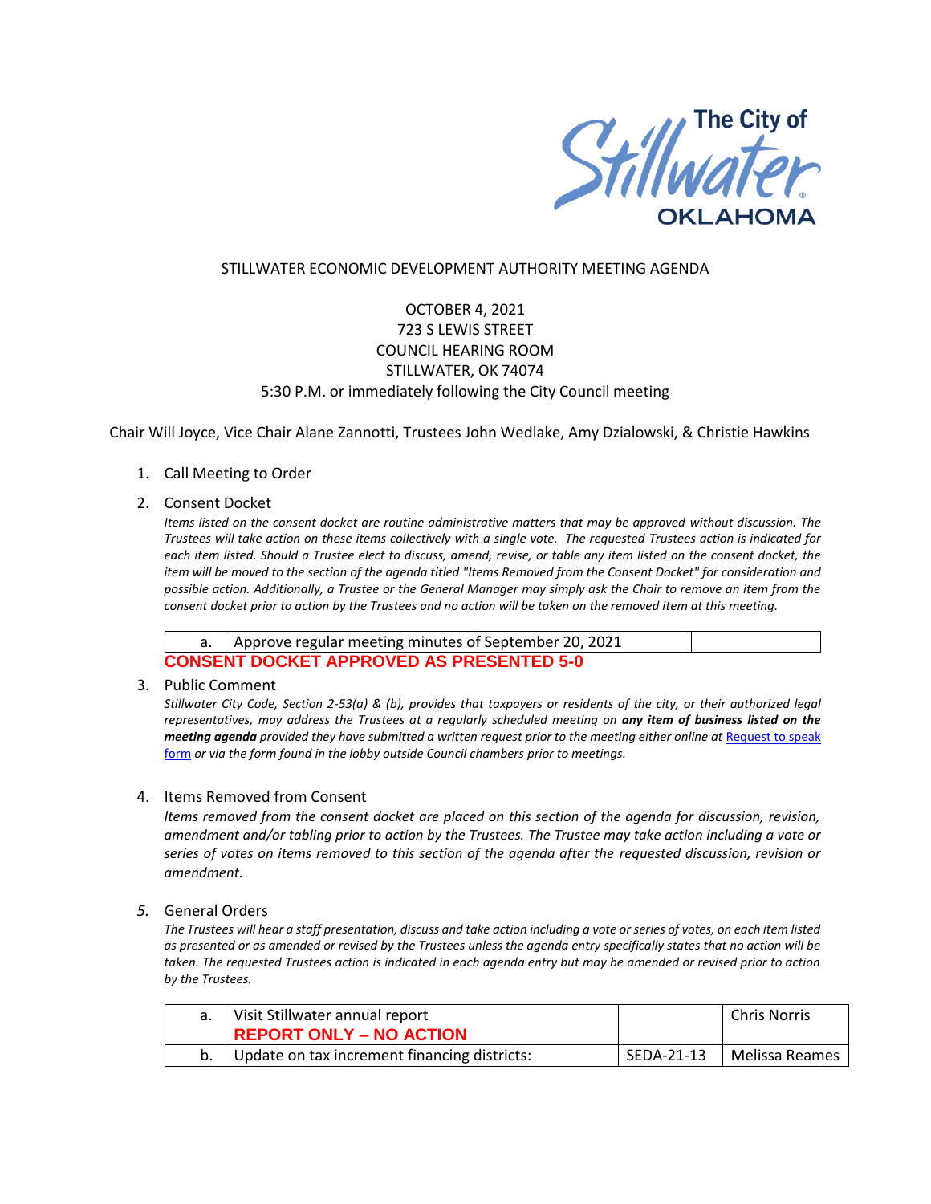The City of Stillwater OKLAHOMA

STILLWATER ECONOMIC DEVELOPMENT AUTHORITY MEETING AGENDA

OCTOBER 4, 2021
723 S LEWIS STREET
COUNCIL HEARING ROOM
STILLWATER, OK 74074
5:30 P.M. or immediately following the City Council meeting

Chair Will Joyce, Vice Chair Alane Zannotti, Trustees John Wedlake, Amy Dzialowski, & Christie Hawkins

1. Call Meeting to Order

2. Consent Docket

   *Items listed on the consent docket are routine administrative matters that may be approved without discussion. The Trustees will take action on these items collectively with a single vote. The requested Trustees action is indicated for each item listed. Should a Trustee elect to discuss, amend, revise, or table any item listed on the consent docket, the item will be moved to the section of the agenda titled "Items Removed from the Consent Docket" for consideration and possible action. Additionally, a Trustee or the General Manager may simply ask the Chair to remove an item from the consent docket prior to action by the Trustees and no action will be taken on the removed item at this meeting.*

| a. | Approve regular meeting minutes of September 20, 2021 | |
|---|---|---|

   **CONSENT DOCKET APPROVED AS PRESENTED 5-0**

3. Public Comment

   *Stillwater City Code, Section 2-53(a) & (b), provides that taxpayers or residents of the city, or their authorized legal representatives, may address the Trustees at a regularly scheduled meeting on* ***any item of business listed on the meeting agenda*** *provided they have submitted a written request prior to the meeting either online at* [Request to speak form]() *or via the form found in the lobby outside Council chambers prior to meetings.*

4. Items Removed from Consent

   *Items removed from the consent docket are placed on this section of the agenda for discussion, revision, amendment and/or tabling prior to action by the Trustees. The Trustee may take action including a vote or series of votes on items removed to this section of the agenda after the requested discussion, revision or amendment.*

5. General Orders

   *The Trustees will hear a staff presentation, discuss and take action including a vote or series of votes, on each item listed as presented or as amended or revised by the Trustees unless the agenda entry specifically states that no action will be taken. The requested Trustees action is indicated in each agenda entry but may be amended or revised prior to action by the Trustees.*

| a. | Visit Stillwater annual report<br>**REPORT ONLY – NO ACTION** | | Chris Norris |
|---|---|---|---|
| b. | Update on tax increment financing districts: | SEDA-21-13 | Melissa Reames |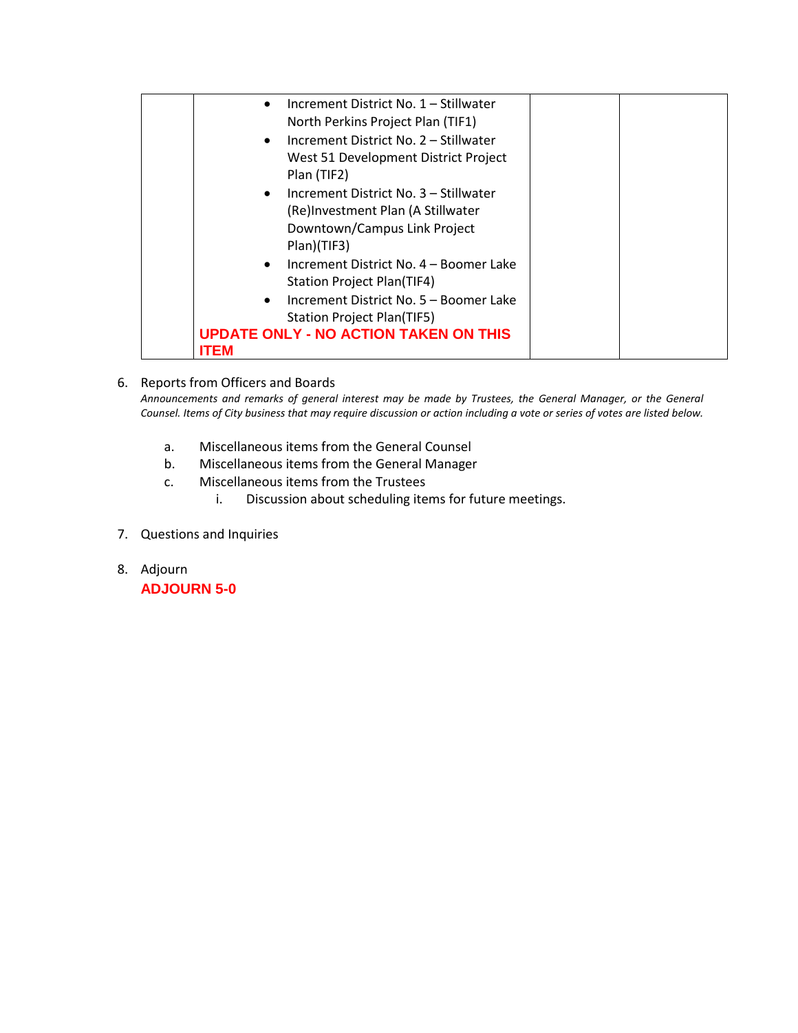| | | | |
|---|---|---|---|
| | • Increment District No. 1 – Stillwater North Perkins Project Plan (TIF1)<br>• Increment District No. 2 – Stillwater West 51 Development District Project Plan (TIF2)<br>• Increment District No. 3 – Stillwater (Re)Investment Plan (A Stillwater Downtown/Campus Link Project Plan)(TIF3)<br>• Increment District No. 4 – Boomer Lake Station Project Plan(TIF4)<br>• Increment District No. 5 – Boomer Lake Station Project Plan(TIF5)<br>**UPDATE ONLY - NO ACTION TAKEN ON THIS ITEM** | | |

6. Reports from Officers and Boards

   *Announcements and remarks of general interest may be made by Trustees, the General Manager, or the General Counsel. Items of City business that may require discussion or action including a vote or series of votes are listed below.*

   a. Miscellaneous items from the General Counsel
   b. Miscellaneous items from the General Manager
   c. Miscellaneous items from the Trustees
      i. Discussion about scheduling items for future meetings.

7. Questions and Inquiries

8. Adjourn

   **ADJOURN 5-0**